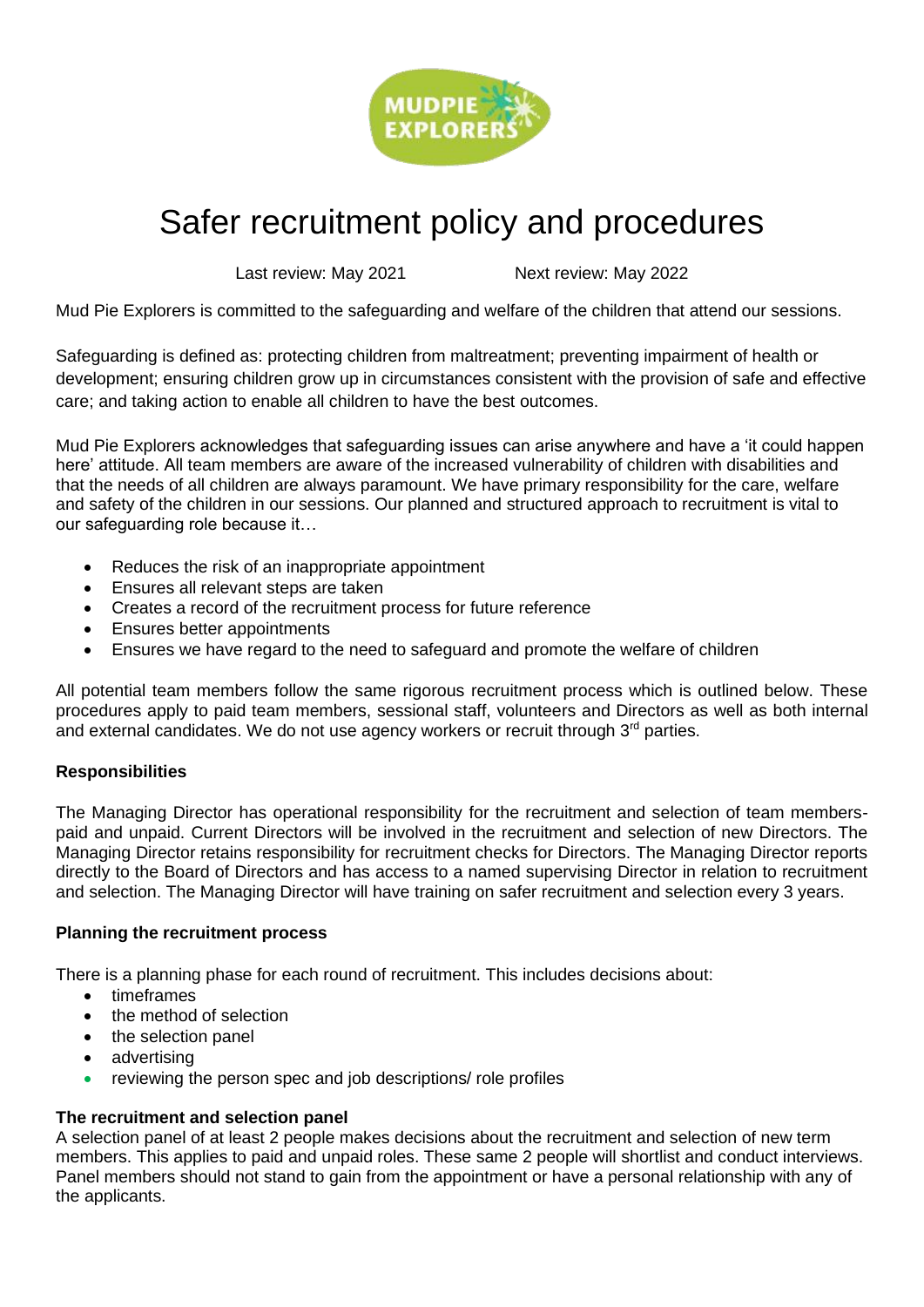# Safer recruitment policy and procedures

Last review: May 2021 Next review: May 2022

Mud Pie Explorers is committed to the safeguarding and welfare of the children that attend our sessions.

Safeguarding is defined as: protecting children from maltreatment; preventing impairment of health or development; ensuring children grow up in circumstances consistent with the provision of safe and effective care; and taking action to enable all children to have the best outcomes.

Mud Pie Explorers acknowledges that safeguarding issues can arise anywhere and have a 'it could happen here' attitude. All team members are aware of the increased vulnerability of children with disabilities and that the needs of all children are always paramount. We have primary responsibility for the care, welfare and safety of the children in our sessions. Our planned and structured approach to recruitment is vital to our safeguarding role because it…

- Reduces the risk of an inappropriate appointment
- Ensures all relevant steps are taken
- Creates a record of the recruitment process for future reference
- Ensures better appointments
- Ensures we have regard to the need to safeguard and promote the welfare of children

All potential team members follow the same rigorous recruitment process which is outlined below. These procedures apply to paid team members, sessional staff, volunteers and Directors as well as both internal and external candidates. We do not use agency workers or recruit through 3rd parties.

**Responsibilities**

The Managing Director has operational responsibility for the recruitment and selection of team members- paid and unpaid. Current Directors will be involved in the recruitment and selection of new Directors. The Managing Director retains responsibility for recruitment checks for Directors. The Managing Director reports directly to the Board of Directors and has access to a named supervising Director in relation to recruitment and selection. The Managing Director will have training on safer recruitment and selection every 3 years.

**Planning the recruitment process**

There is a planning phase for each round of recruitment. This includes decisions about:

- timeframes
- the method of selection
- the selection panel
- advertising
- reviewing the person spec and job descriptions/ role profiles

**The recruitment and selection panel**

A selection panel of at least 2 people makes decisions about the recruitment and selection of new term members. This applies to paid and unpaid roles. These same 2 people will shortlist and conduct interviews. Panel members should not stand to gain from the appointment or have a personal relationship with any of the applicants.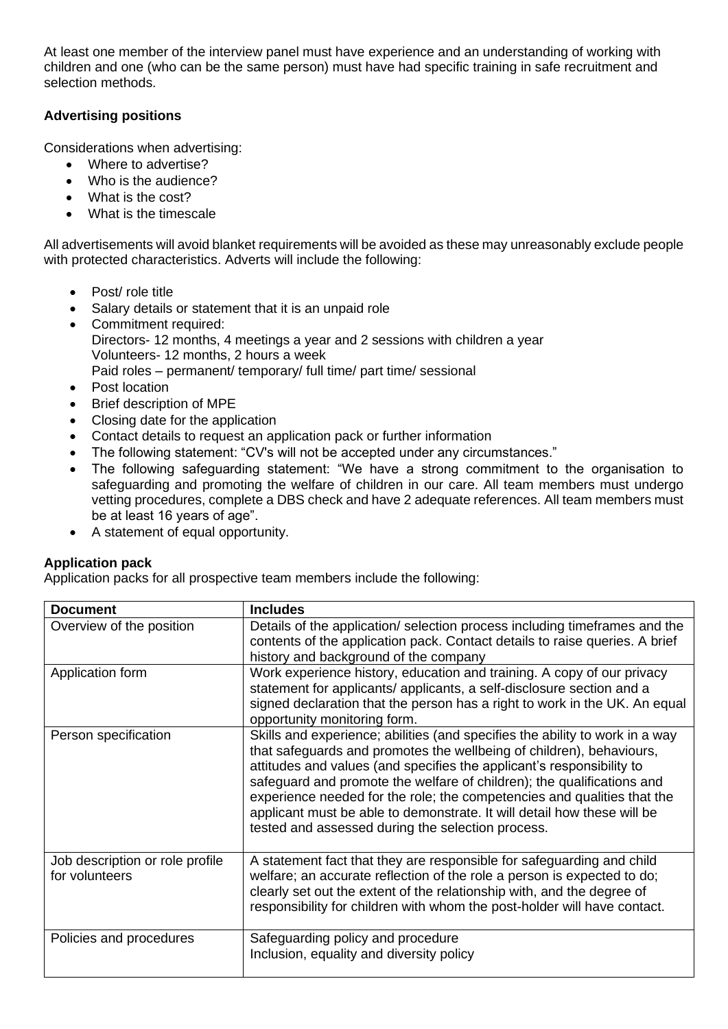At least one member of the interview panel must have experience and an understanding of working with children and one (who can be the same person) must have had specific training in safe recruitment and selection methods.

**Advertising positions**

Considerations when advertising:

- Where to advertise?
- Who is the audience?
- What is the cost?
- What is the timescale

All advertisements will avoid blanket requirements will be avoided as these may unreasonably exclude people with protected characteristics. Adverts will include the following:

- Post/ role title
- Salary details or statement that it is an unpaid role
- Commitment required:
  Directors- 12 months, 4 meetings a year and 2 sessions with children a year
  Volunteers- 12 months, 2 hours a week
  Paid roles – permanent/ temporary/ full time/ part time/ sessional
- Post location
- Brief description of MPE
- Closing date for the application
- Contact details to request an application pack or further information
- The following statement: "CV's will not be accepted under any circumstances."
- The following safeguarding statement: "We have a strong commitment to the organisation to safeguarding and promoting the welfare of children in our care. All team members must undergo vetting procedures, complete a DBS check and have 2 adequate references. All team members must be at least 16 years of age".
- A statement of equal opportunity.

**Application pack**

Application packs for all prospective team members include the following:

| Document | Includes |
|---|---|
| Overview of the position | Details of the application/ selection process including timeframes and the contents of the application pack. Contact details to raise queries. A brief history and background of the company |
| Application form | Work experience history, education and training. A copy of our privacy statement for applicants/ applicants, a self-disclosure section and a signed declaration that the person has a right to work in the UK. An equal opportunity monitoring form. |
| Person specification | Skills and experience; abilities (and specifies the ability to work in a way that safeguards and promotes the wellbeing of children), behaviours, attitudes and values (and specifies the applicant's responsibility to safeguard and promote the welfare of children); the qualifications and experience needed for the role; the competencies and qualities that the applicant must be able to demonstrate. It will detail how these will be tested and assessed during the selection process. |
| Job description or role profile for volunteers | A statement fact that they are responsible for safeguarding and child welfare; an accurate reflection of the role a person is expected to do; clearly set out the extent of the relationship with, and the degree of responsibility for children with whom the post-holder will have contact. |
| Policies and procedures | Safeguarding policy and procedure<br>Inclusion, equality and diversity policy |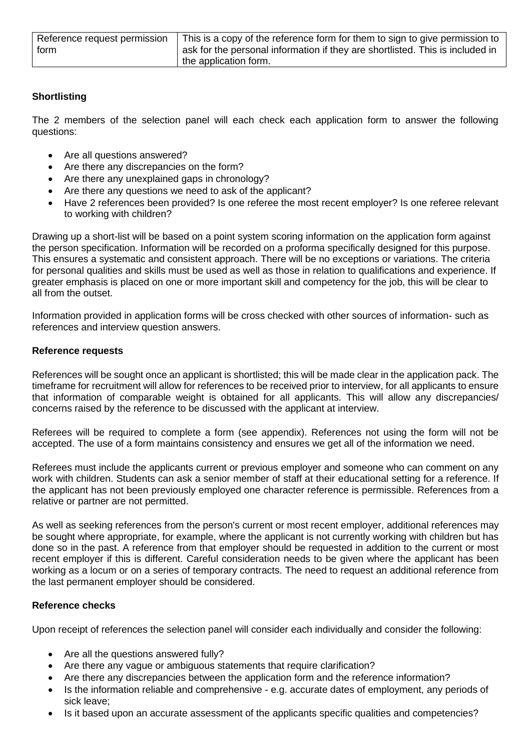| Reference request permission form | This is a copy of the reference form for them to sign to give permission to ask for the personal information if they are shortlisted. This is included in the application form. |
|---|---|

**Shortlisting**

The 2 members of the selection panel will each check each application form to answer the following questions:

- Are all questions answered?
- Are there any discrepancies on the form?
- Are there any unexplained gaps in chronology?
- Are there any questions we need to ask of the applicant?
- Have 2 references been provided? Is one referee the most recent employer? Is one referee relevant to working with children?

Drawing up a short-list will be based on a point system scoring information on the application form against the person specification. Information will be recorded on a proforma specifically designed for this purpose. This ensures a systematic and consistent approach. There will be no exceptions or variations. The criteria for personal qualities and skills must be used as well as those in relation to qualifications and experience. If greater emphasis is placed on one or more important skill and competency for the job, this will be clear to all from the outset.

Information provided in application forms will be cross checked with other sources of information- such as references and interview question answers.

**Reference requests**

References will be sought once an applicant is shortlisted; this will be made clear in the application pack. The timeframe for recruitment will allow for references to be received prior to interview, for all applicants to ensure that information of comparable weight is obtained for all applicants. This will allow any discrepancies/ concerns raised by the reference to be discussed with the applicant at interview.

Referees will be required to complete a form (see appendix). References not using the form will not be accepted. The use of a form maintains consistency and ensures we get all of the information we need.

Referees must include the applicants current or previous employer and someone who can comment on any work with children. Students can ask a senior member of staff at their educational setting for a reference. If the applicant has not been previously employed one character reference is permissible. References from a relative or partner are not permitted.

As well as seeking references from the person's current or most recent employer, additional references may be sought where appropriate, for example, where the applicant is not currently working with children but has done so in the past. A reference from that employer should be requested in addition to the current or most recent employer if this is different. Careful consideration needs to be given where the applicant has been working as a locum or on a series of temporary contracts. The need to request an additional reference from the last permanent employer should be considered.

**Reference checks**

Upon receipt of references the selection panel will consider each individually and consider the following:

- Are all the questions answered fully?
- Are there any vague or ambiguous statements that require clarification?
- Are there any discrepancies between the application form and the reference information?
- Is the information reliable and comprehensive - e.g. accurate dates of employment, any periods of sick leave;
- Is it based upon an accurate assessment of the applicants specific qualities and competencies?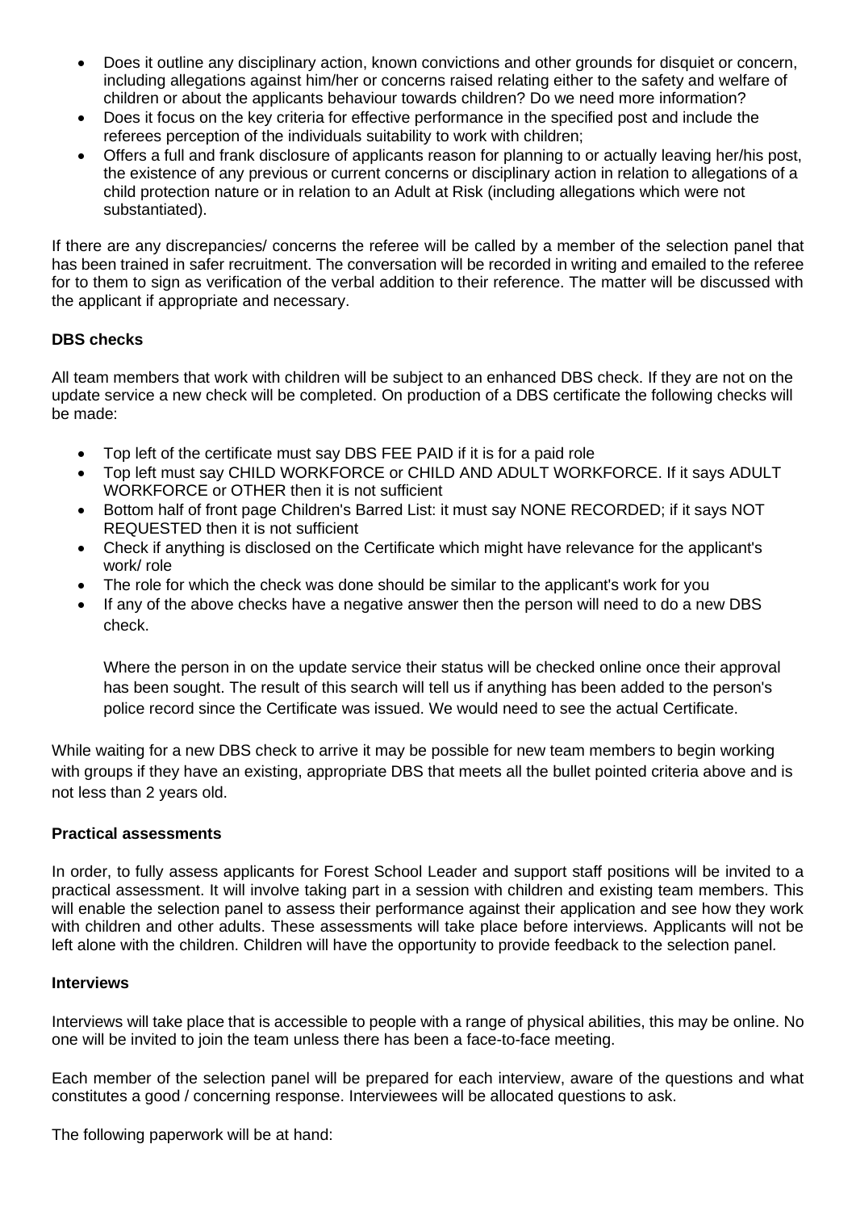- Does it outline any disciplinary action, known convictions and other grounds for disquiet or concern, including allegations against him/her or concerns raised relating either to the safety and welfare of children or about the applicants behaviour towards children? Do we need more information?
- Does it focus on the key criteria for effective performance in the specified post and include the referees perception of the individuals suitability to work with children;
- Offers a full and frank disclosure of applicants reason for planning to or actually leaving her/his post, the existence of any previous or current concerns or disciplinary action in relation to allegations of a child protection nature or in relation to an Adult at Risk (including allegations which were not substantiated).

If there are any discrepancies/ concerns the referee will be called by a member of the selection panel that has been trained in safer recruitment. The conversation will be recorded in writing and emailed to the referee for to them to sign as verification of the verbal addition to their reference. The matter will be discussed with the applicant if appropriate and necessary.

**DBS checks**

All team members that work with children will be subject to an enhanced DBS check. If they are not on the update service a new check will be completed. On production of a DBS certificate the following checks will be made:

- Top left of the certificate must say DBS FEE PAID if it is for a paid role
- Top left must say CHILD WORKFORCE or CHILD AND ADULT WORKFORCE. If it says ADULT WORKFORCE or OTHER then it is not sufficient
- Bottom half of front page Children's Barred List: it must say NONE RECORDED; if it says NOT REQUESTED then it is not sufficient
- Check if anything is disclosed on the Certificate which might have relevance for the applicant's work/ role
- The role for which the check was done should be similar to the applicant's work for you
- If any of the above checks have a negative answer then the person will need to do a new DBS check.

  Where the person in on the update service their status will be checked online once their approval has been sought. The result of this search will tell us if anything has been added to the person's police record since the Certificate was issued. We would need to see the actual Certificate.

While waiting for a new DBS check to arrive it may be possible for new team members to begin working with groups if they have an existing, appropriate DBS that meets all the bullet pointed criteria above and is not less than 2 years old.

**Practical assessments**

In order, to fully assess applicants for Forest School Leader and support staff positions will be invited to a practical assessment. It will involve taking part in a session with children and existing team members. This will enable the selection panel to assess their performance against their application and see how they work with children and other adults. These assessments will take place before interviews. Applicants will not be left alone with the children. Children will have the opportunity to provide feedback to the selection panel.

**Interviews**

Interviews will take place that is accessible to people with a range of physical abilities, this may be online. No one will be invited to join the team unless there has been a face-to-face meeting.

Each member of the selection panel will be prepared for each interview, aware of the questions and what constitutes a good / concerning response. Interviewees will be allocated questions to ask.

The following paperwork will be at hand: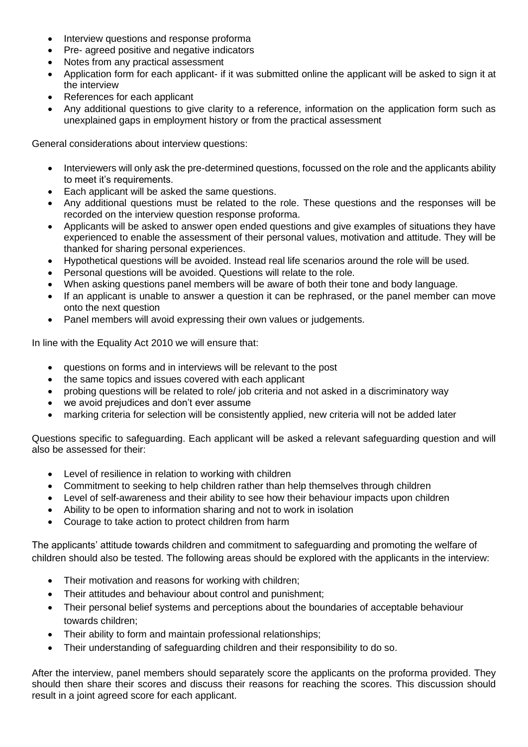- Interview questions and response proforma
- Pre- agreed positive and negative indicators
- Notes from any practical assessment
- Application form for each applicant- if it was submitted online the applicant will be asked to sign it at the interview
- References for each applicant
- Any additional questions to give clarity to a reference, information on the application form such as unexplained gaps in employment history or from the practical assessment

General considerations about interview questions:

- Interviewers will only ask the pre-determined questions, focussed on the role and the applicants ability to meet it's requirements.
- Each applicant will be asked the same questions.
- Any additional questions must be related to the role. These questions and the responses will be recorded on the interview question response proforma.
- Applicants will be asked to answer open ended questions and give examples of situations they have experienced to enable the assessment of their personal values, motivation and attitude. They will be thanked for sharing personal experiences.
- Hypothetical questions will be avoided. Instead real life scenarios around the role will be used.
- Personal questions will be avoided. Questions will relate to the role.
- When asking questions panel members will be aware of both their tone and body language.
- If an applicant is unable to answer a question it can be rephrased, or the panel member can move onto the next question
- Panel members will avoid expressing their own values or judgements.

In line with the Equality Act 2010 we will ensure that:

- questions on forms and in interviews will be relevant to the post
- the same topics and issues covered with each applicant
- probing questions will be related to role/ job criteria and not asked in a discriminatory way
- we avoid prejudices and don't ever assume
- marking criteria for selection will be consistently applied, new criteria will not be added later

Questions specific to safeguarding. Each applicant will be asked a relevant safeguarding question and will also be assessed for their:

- Level of resilience in relation to working with children
- Commitment to seeking to help children rather than help themselves through children
- Level of self-awareness and their ability to see how their behaviour impacts upon children
- Ability to be open to information sharing and not to work in isolation
- Courage to take action to protect children from harm

The applicants' attitude towards children and commitment to safeguarding and promoting the welfare of children should also be tested. The following areas should be explored with the applicants in the interview:

- Their motivation and reasons for working with children;
- Their attitudes and behaviour about control and punishment;
- Their personal belief systems and perceptions about the boundaries of acceptable behaviour towards children;
- Their ability to form and maintain professional relationships;
- Their understanding of safeguarding children and their responsibility to do so.

After the interview, panel members should separately score the applicants on the proforma provided. They should then share their scores and discuss their reasons for reaching the scores. This discussion should result in a joint agreed score for each applicant.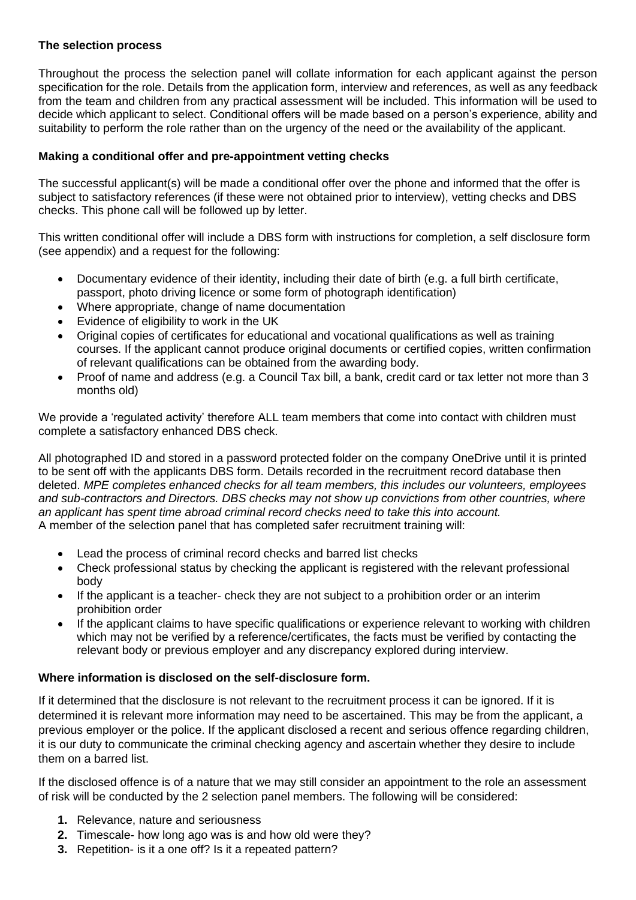**The selection process**

Throughout the process the selection panel will collate information for each applicant against the person specification for the role. Details from the application form, interview and references, as well as any feedback from the team and children from any practical assessment will be included. This information will be used to decide which applicant to select. Conditional offers will be made based on a person's experience, ability and suitability to perform the role rather than on the urgency of the need or the availability of the applicant.

**Making a conditional offer and pre-appointment vetting checks**

The successful applicant(s) will be made a conditional offer over the phone and informed that the offer is subject to satisfactory references (if these were not obtained prior to interview), vetting checks and DBS checks. This phone call will be followed up by letter.

This written conditional offer will include a DBS form with instructions for completion, a self disclosure form (see appendix) and a request for the following:

- Documentary evidence of their identity, including their date of birth (e.g. a full birth certificate, passport, photo driving licence or some form of photograph identification)
- Where appropriate, change of name documentation
- Evidence of eligibility to work in the UK
- Original copies of certificates for educational and vocational qualifications as well as training courses. If the applicant cannot produce original documents or certified copies, written confirmation of relevant qualifications can be obtained from the awarding body.
- Proof of name and address (e.g. a Council Tax bill, a bank, credit card or tax letter not more than 3 months old)

We provide a 'regulated activity' therefore ALL team members that come into contact with children must complete a satisfactory enhanced DBS check.

All photographed ID and stored in a password protected folder on the company OneDrive until it is printed to be sent off with the applicants DBS form. Details recorded in the recruitment record database then deleted. *MPE completes enhanced checks for all team members, this includes our volunteers, employees and sub-contractors and Directors. DBS checks may not show up convictions from other countries, where an applicant has spent time abroad criminal record checks need to take this into account.*
A member of the selection panel that has completed safer recruitment training will:

- Lead the process of criminal record checks and barred list checks
- Check professional status by checking the applicant is registered with the relevant professional body
- If the applicant is a teacher- check they are not subject to a prohibition order or an interim prohibition order
- If the applicant claims to have specific qualifications or experience relevant to working with children which may not be verified by a reference/certificates, the facts must be verified by contacting the relevant body or previous employer and any discrepancy explored during interview.

**Where information is disclosed on the self-disclosure form.**

If it determined that the disclosure is not relevant to the recruitment process it can be ignored. If it is determined it is relevant more information may need to be ascertained. This may be from the applicant, a previous employer or the police. If the applicant disclosed a recent and serious offence regarding children, it is our duty to communicate the criminal checking agency and ascertain whether they desire to include them on a barred list.

If the disclosed offence is of a nature that we may still consider an appointment to the role an assessment of risk will be conducted by the 2 selection panel members. The following will be considered:

1. Relevance, nature and seriousness
2. Timescale- how long ago was is and how old were they?
3. Repetition- is it a one off? Is it a repeated pattern?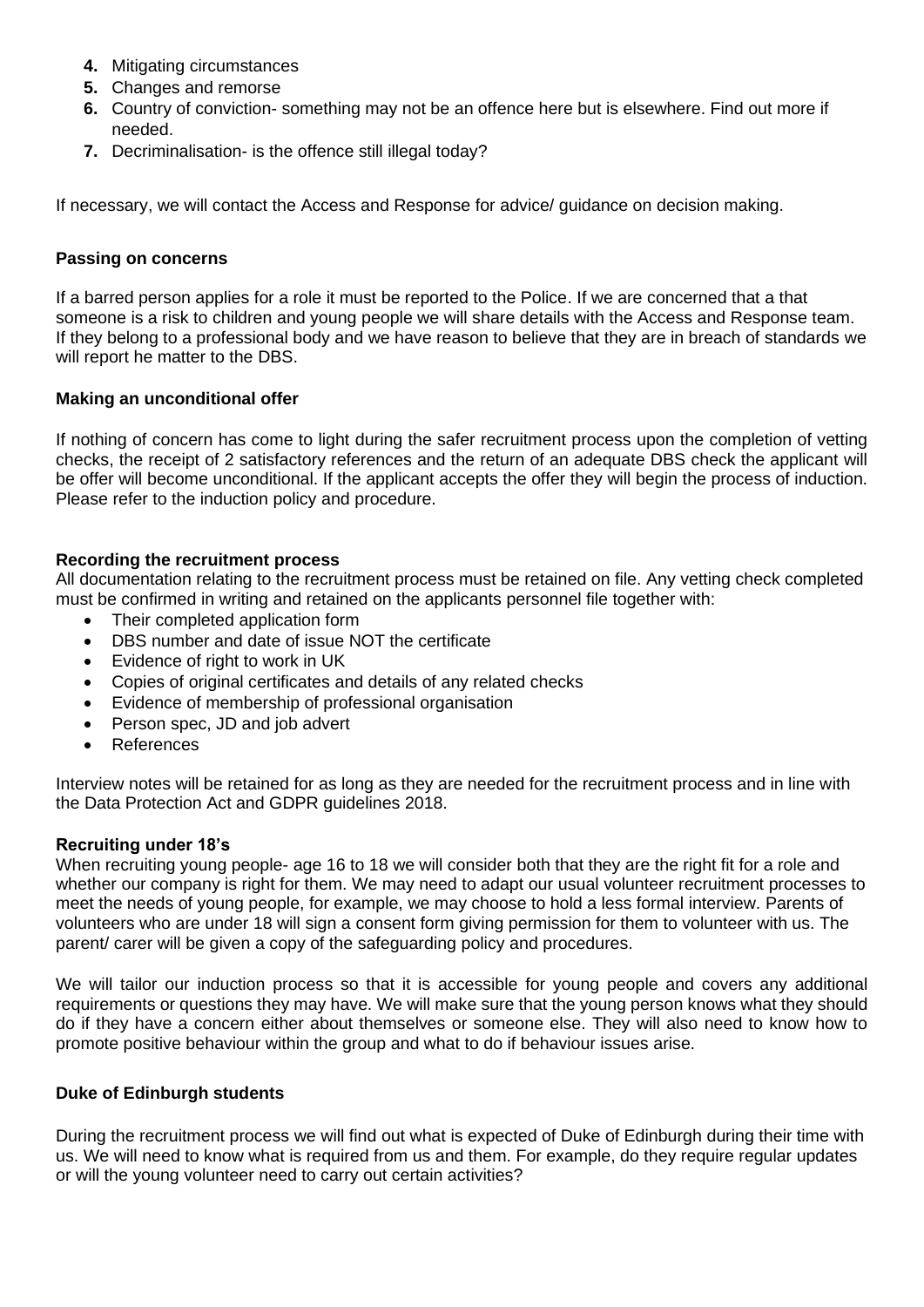4. Mitigating circumstances
5. Changes and remorse
6. Country of conviction- something may not be an offence here but is elsewhere. Find out more if needed.
7. Decriminalisation- is the offence still illegal today?

If necessary, we will contact the Access and Response for advice/ guidance on decision making.

**Passing on concerns**

If a barred person applies for a role it must be reported to the Police. If we are concerned that a that someone is a risk to children and young people we will share details with the Access and Response team. If they belong to a professional body and we have reason to believe that they are in breach of standards we will report he matter to the DBS.

**Making an unconditional offer**

If nothing of concern has come to light during the safer recruitment process upon the completion of vetting checks, the receipt of 2 satisfactory references and the return of an adequate DBS check the applicant will be offer will become unconditional. If the applicant accepts the offer they will begin the process of induction. Please refer to the induction policy and procedure.

**Recording the recruitment process**

All documentation relating to the recruitment process must be retained on file. Any vetting check completed must be confirmed in writing and retained on the applicants personnel file together with:

- Their completed application form
- DBS number and date of issue NOT the certificate
- Evidence of right to work in UK
- Copies of original certificates and details of any related checks
- Evidence of membership of professional organisation
- Person spec, JD and job advert
- References

Interview notes will be retained for as long as they are needed for the recruitment process and in line with the Data Protection Act and GDPR guidelines 2018.

**Recruiting under 18's**

When recruiting young people- age 16 to 18 we will consider both that they are the right fit for a role and whether our company is right for them. We may need to adapt our usual volunteer recruitment processes to meet the needs of young people, for example, we may choose to hold a less formal interview. Parents of volunteers who are under 18 will sign a consent form giving permission for them to volunteer with us. The parent/ carer will be given a copy of the safeguarding policy and procedures.

We will tailor our induction process so that it is accessible for young people and covers any additional requirements or questions they may have. We will make sure that the young person knows what they should do if they have a concern either about themselves or someone else. They will also need to know how to promote positive behaviour within the group and what to do if behaviour issues arise.

**Duke of Edinburgh students**

During the recruitment process we will find out what is expected of Duke of Edinburgh during their time with us. We will need to know what is required from us and them. For example, do they require regular updates or will the young volunteer need to carry out certain activities?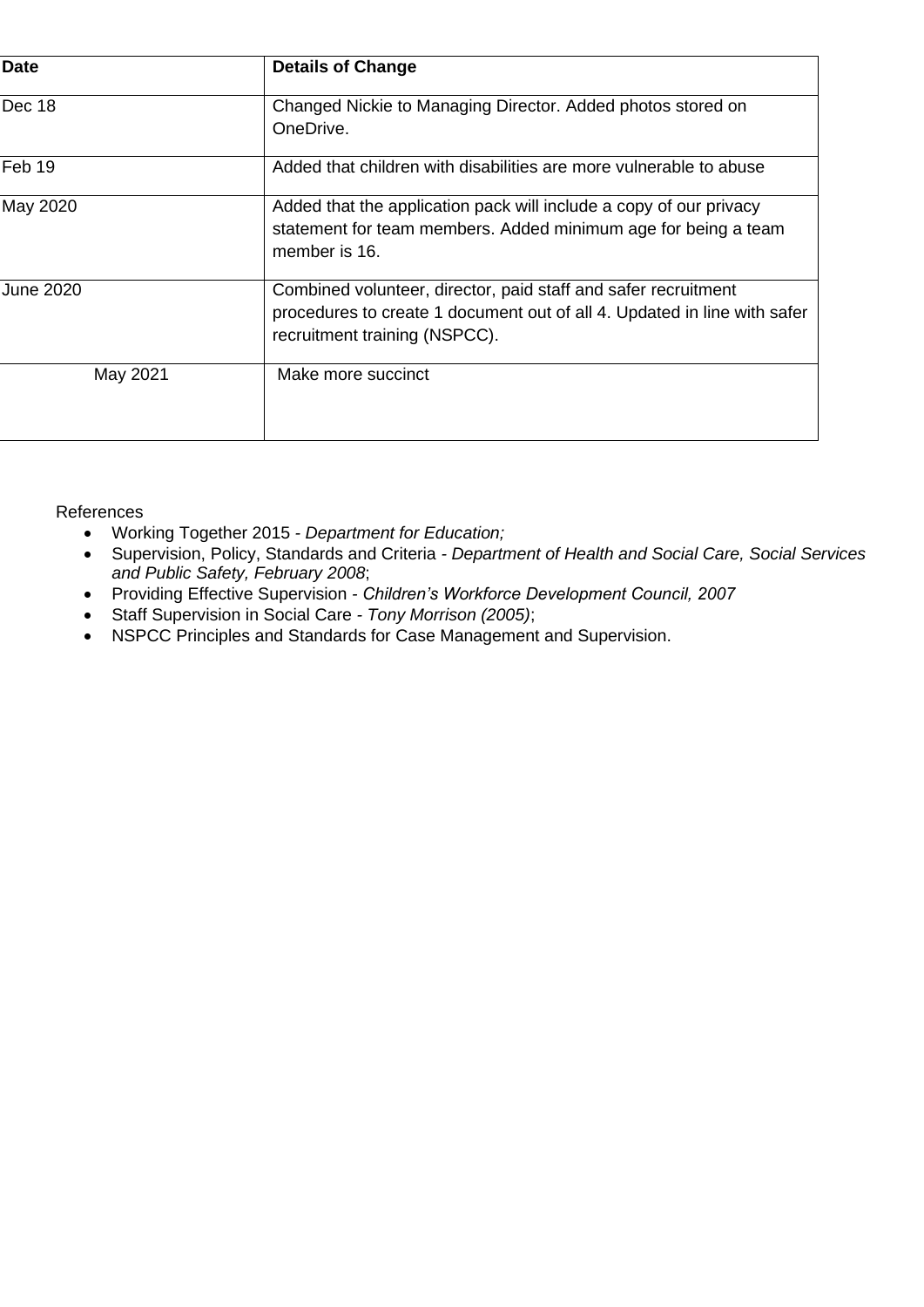| Date | Details of Change |
|---|---|
| Dec 18 | Changed Nickie to Managing Director. Added photos stored on OneDrive. |
| Feb 19 | Added that children with disabilities are more vulnerable to abuse |
| May 2020 | Added that the application pack will include a copy of our privacy statement for team members. Added minimum age for being a team member is 16. |
| June 2020 | Combined volunteer, director, paid staff and safer recruitment procedures to create 1 document out of all 4. Updated in line with safer recruitment training (NSPCC). |
| May 2021 | Make more succinct |

References

- Working Together 2015 - *Department for Education;*
- Supervision, Policy, Standards and Criteria - *Department of Health and Social Care, Social Services and Public Safety, February 2008*;
- Providing Effective Supervision - *Children's Workforce Development Council, 2007*
- Staff Supervision in Social Care - *Tony Morrison (2005)*;
- NSPCC Principles and Standards for Case Management and Supervision.